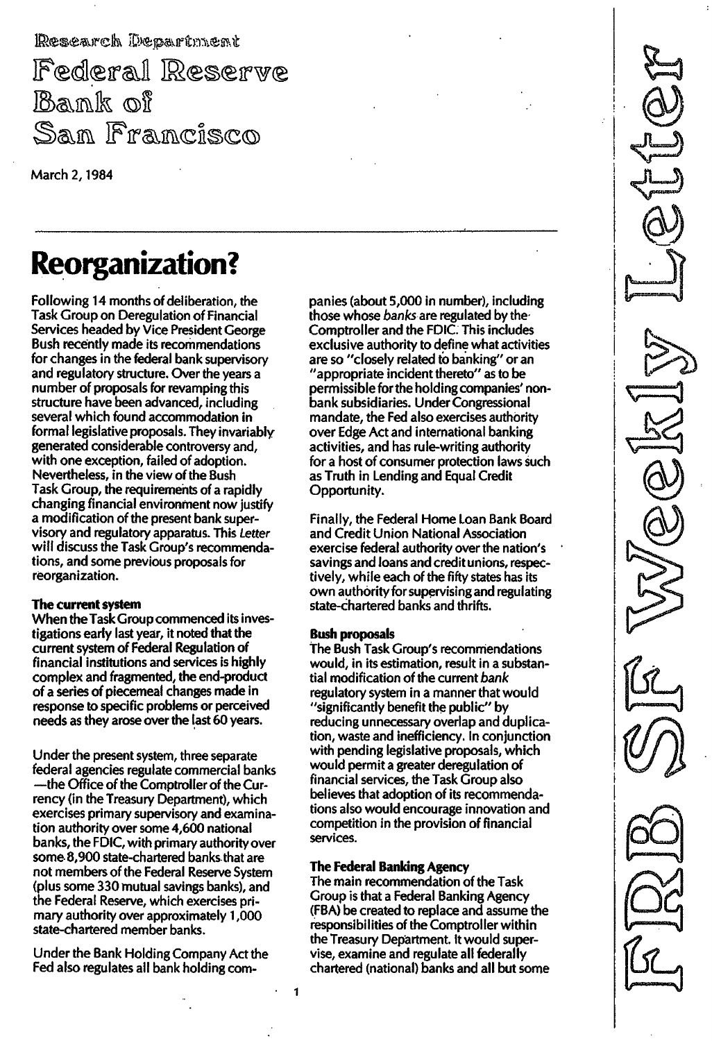Research Department

Federal Reserve Bank of San Francisco

March 2, 1984

# Reorganization?

Following 14 months of deliberation, the Task Group on Deregulation of Financial Services headed by Vice President George Bush recently made its recommendations for changes in the federal bank supervisory and regulatory structure. Over the years a number of proposals for revamping this structure have been advanced, including several which found accommodation in formal legislative proposals. They invariably generated considerable controversy and, with one exception, failed of adoption. Nevertheless, in the view of the Bush Task Group, the requirements of a rapidly changing financial environment now justify a modification of the present bank supervisory and regulatory apparatus. This *Letter* will discuss the Task Group's recommendations, and some previous proposals for reorganization.

**The current system**

When the Task Group commenced its investigations early last year, it noted that the current system of Federal Regulation of financial institutions and services is highly complex and fragmented, the end-product of a series of piecemeal changes made in response to specific problems or perceived needs as they arose over the last 60 years.

Under the present system, three separate federal agencies regulate commercial banks —the Office of the Comptroller of the Currency (in the Treasury Department), which exercises primary supervisory and examination authority over some 4,600 national banks, the FDIC, with primary authority over some 8,900 state-chartered banks that are not members of the Federal Reserve System (plus some 330 mutual savings banks), and the Federal Reserve, which exercises primary authority over approximately 1,000 state-chartered member banks.

Under the Bank Holding Company Act the Fed also regulates all bank holding companies (about 5,000 in number), including those whose *banks* are regulated by the Comptroller and the FDIC. This includes exclusive authority to define what activities are so "closely related to banking" or an "appropriate incident thereto" as to be permissible for the holding companies' nonbank subsidiaries. Under Congressional mandate, the Fed also exercises authority over Edge Act and international banking activities, and has rule-writing authority for a host of consumer protection laws such as Truth in Lending and Equal Credit Opportunity.

Finally, the Federal Home Loan Bank Board and Credit Union National Association exercise federal authority over the nation's savings and loans and credit unions, respectively, while each of the fifty states has its own authority for supervising and regulating state-chartered banks and thrifts.

**Bush proposals**

The Bush Task Group's recommendations would, in its estimation, result in a substantial modification of the current *bank* regulatory system in a manner that would "significantly benefit the public" by reducing unnecessary overlap and duplication, waste and inefficiency. In conjunction with pending legislative proposals, which would permit a greater deregulation of financial services, the Task Group also believes that adoption of its recommendations also would encourage innovation and competition in the provision of financial services.

**The Federal Banking Agency**

The main recommendation of the Task Group is that a Federal Banking Agency (FBA) be created to replace and assume the responsibilities of the Comptroller within the Treasury Department. It would supervise, examine and regulate all federally chartered (national) banks and all but some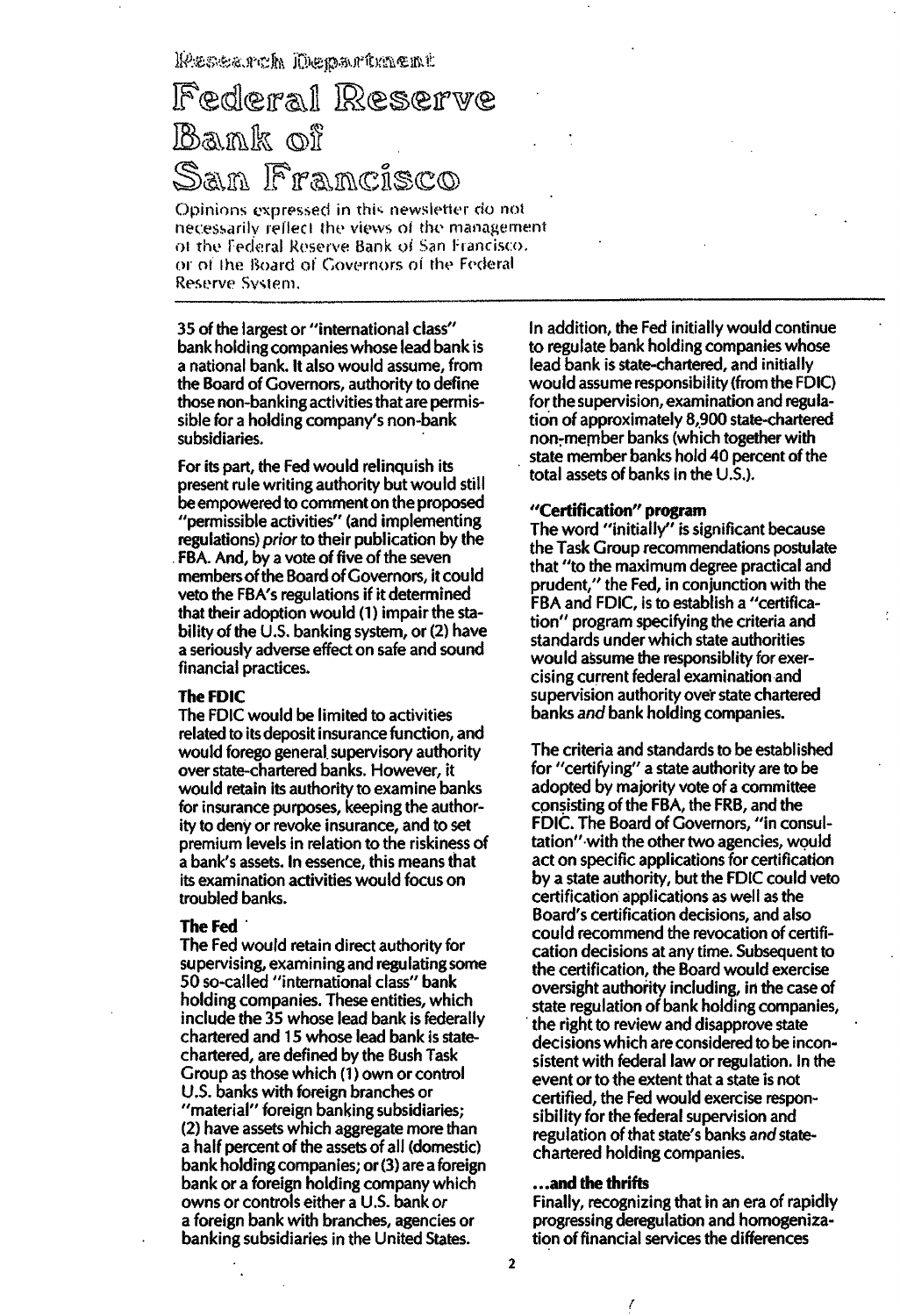Research Department

# Federal Reserve Bank of San Francisco

Opinions expressed in this newsletter do not necessarily reflect the views of the management of the Federal Reserve Bank of San Francisco, or of the Board of Governors of the Federal Reserve System.

35 of the largest or "international class" bank holding companies whose lead bank is a national bank. It also would assume, from the Board of Governors, authority to define those non-banking activities that are permissible for a holding company's non-bank subsidiaries.

For its part, the Fed would relinquish its present rule writing authority but would still be empowered to comment on the proposed "permissible activities" (and implementing regulations) *prior* to their publication by the FBA. And, by a vote of five of the seven members of the Board of Governors, it could veto the FBA's regulations if it determined that their adoption would (1) impair the stability of the U.S. banking system, or (2) have a seriously adverse effect on safe and sound financial practices.

**The FDIC**

The FDIC would be limited to activities related to its deposit insurance function, and would forego general supervisory authority over state-chartered banks. However, it would retain its authority to examine banks for insurance purposes, keeping the authority to deny or revoke insurance, and to set premium levels in relation to the riskiness of a bank's assets. In essence, this means that its examination activities would focus on troubled banks.

**The Fed**

The Fed would retain direct authority for supervising, examining and regulating some 50 so-called "international class" bank holding companies. These entities, which include the 35 whose lead bank is federally chartered and 15 whose lead bank is state-chartered, are defined by the Bush Task Group as those which (1) own or control U.S. banks with foreign branches or "material" foreign banking subsidiaries; (2) have assets which aggregate more than a half percent of the assets of all (domestic) bank holding companies; or (3) are a foreign bank or a foreign holding company which owns or controls either a U.S. bank *or* a foreign bank with branches, agencies or banking subsidiaries in the United States.

In addition, the Fed initially would continue to regulate bank holding companies whose lead bank is state-chartered, and initially would assume responsibility (from the FDIC) for the supervision, examination and regulation of approximately 8,900 state-chartered non-member banks (which together with state member banks hold 40 percent of the total assets of banks in the U.S.).

**"Certification" program**

The word "initially" is significant because the Task Group recommendations postulate that "to the maximum degree practical and prudent," the Fed, in conjunction with the FBA and FDIC, is to establish a "certification" program specifying the criteria and standards under which state authorities would assume the responsiblity for exercising current federal examination and supervision authority over state chartered banks *and* bank holding companies.

The criteria and standards to be established for "certifying" a state authority are to be adopted by majority vote of a committee consisting of the FBA, the FRB, and the FDIC. The Board of Governors, "in consultation" with the other two agencies, would act on specific applications for certification by a state authority, but the FDIC could veto certification applications as well as the Board's certification decisions, and also could recommend the revocation of certification decisions at any time. Subsequent to the certification, the Board would exercise oversight authority including, in the case of state regulation of bank holding companies, the right to review and disapprove state decisions which are considered to be inconsistent with federal law or regulation. In the event or to the extent that a state is not certified, the Fed would exercise responsibility for the federal supervision and regulation of that state's banks *and* state-chartered holding companies.

**...and the thrifts**

Finally, recognizing that in an era of rapidly progressing deregulation and homogenization of financial services the differences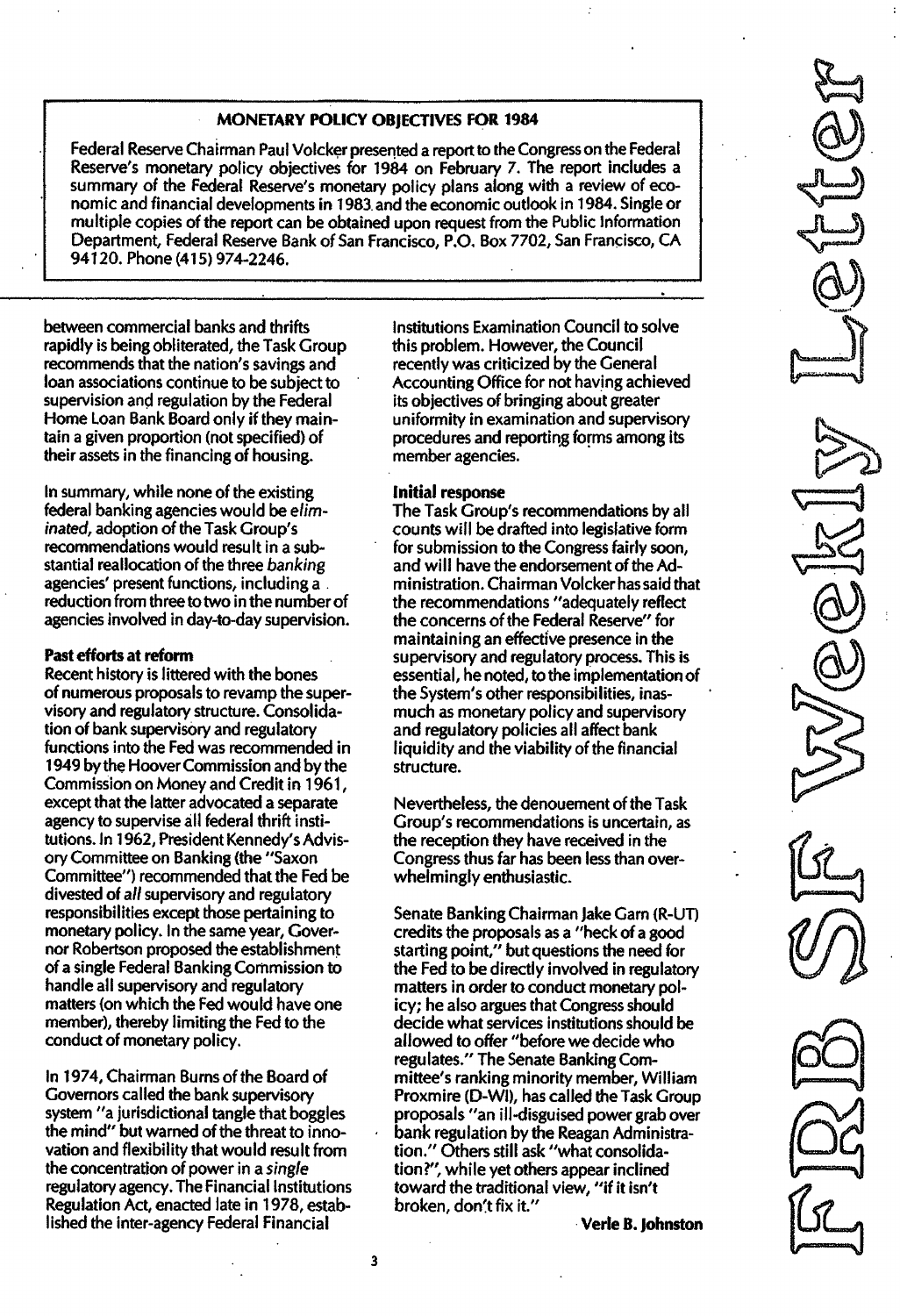**MONETARY POLICY OBJECTIVES FOR 1984**

Federal Reserve Chairman Paul Volcker presented a report to the Congress on the Federal Reserve's monetary policy objectives for 1984 on February 7. The report includes a summary of the Federal Reserve's monetary policy plans along with a review of economic and financial developments in 1983 and the economic outlook in 1984. Single or multiple copies of the report can be obtained upon request from the Public Information Department, Federal Reserve Bank of San Francisco, P.O. Box 7702, San Francisco, CA 94120. Phone (415) 974-2246.

---

between commercial banks and thrifts rapidly is being obliterated, the Task Group recommends that the nation's savings and loan associations continue to be subject to supervision and regulation by the Federal Home Loan Bank Board only if they maintain a given proportion (not specified) of their assets in the financing of housing.

In summary, while none of the existing federal banking agencies would be *eliminated*, adoption of the Task Group's recommendations would result in a substantial reallocation of the three *banking* agencies' present functions, including a reduction from three to two in the number of agencies involved in day-to-day supervision.

**Past efforts at reform**

Recent history is littered with the bones of numerous proposals to revamp the supervisory and regulatory structure. Consolidation of bank supervisory and regulatory functions into the Fed was recommended in 1949 by the Hoover Commission and by the Commission on Money and Credit in 1961, except that the latter advocated a separate agency to supervise all federal thrift institutions. In 1962, President Kennedy's Advisory Committee on Banking (the "Saxon Committee") recommended that the Fed be divested of *all* supervisory and regulatory responsibilities except those pertaining to monetary policy. In the same year, Governor Robertson proposed the establishment of a single Federal Banking Commission to handle all supervisory and regulatory matters (on which the Fed would have one member), thereby limiting the Fed to the conduct of monetary policy.

In 1974, Chairman Burns of the Board of Governors called the bank supervisory system "a jurisdictional tangle that boggles the mind" but warned of the threat to innovation and flexibility that would result from the concentration of power in a *single* regulatory agency. The Financial Institutions Regulation Act, enacted late in 1978, established the inter-agency Federal Financial Institutions Examination Council to solve this problem. However, the Council recently was criticized by the General Accounting Office for not having achieved its objectives of bringing about greater uniformity in examination and supervisory procedures and reporting forms among its member agencies.

**Initial response**

The Task Group's recommendations by all counts will be drafted into legislative form for submission to the Congress fairly soon, and will have the endorsement of the Administration. Chairman Volcker has said that the recommendations "adequately reflect the concerns of the Federal Reserve" for maintaining an effective presence in the supervisory and regulatory process. This is essential, he noted, to the implementation of the System's other responsibilities, inasmuch as monetary policy and supervisory and regulatory policies all affect bank liquidity and the viability of the financial structure.

Nevertheless, the denouement of the Task Group's recommendations is uncertain, as the reception they have received in the Congress thus far has been less than overwhelmingly enthusiastic.

Senate Banking Chairman Jake Garn (R-UT) credits the proposals as a "heck of a good starting point," but questions the need for the Fed to be directly involved in regulatory matters in order to conduct monetary policy; he also argues that Congress should decide what services institutions should be allowed to offer "before we decide who regulates." The Senate Banking Committee's ranking minority member, William Proxmire (D-WI), has called the Task Group proposals "an ill-disguised power grab over bank regulation by the Reagan Administration." Others still ask "what consolidation?", while yet others appear inclined toward the traditional view, "if it isn't broken, don't fix it."

**Verle B. Johnston**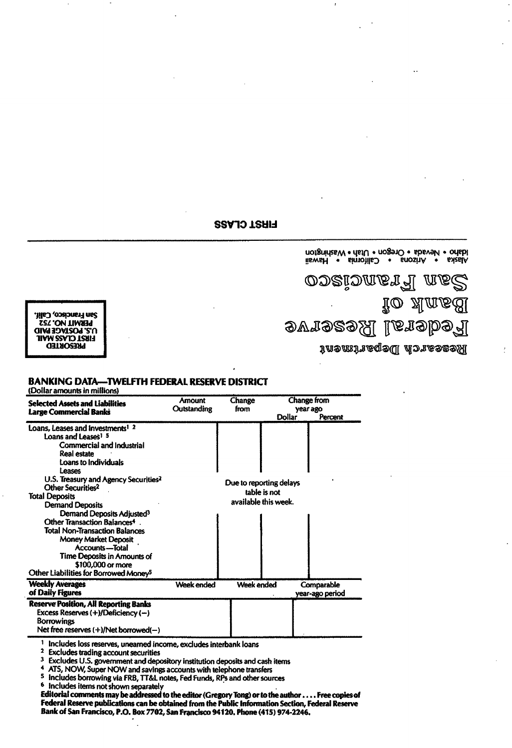FIRST CLASS

Research Department

# Federal Reserve Bank of San Francisco

Alaska • Arizona • California • Hawaii
Idaho • Nevada • Oregon • Utah • Washington

PRESORTED
FIRST CLASS MAIL
U.S. POSTAGE PAID
PERMIT NO. 752
San Francisco, Calif.

## BANKING DATA—TWELFTH FEDERAL RESERVE DISTRICT

(Dollar amounts in millions)

| Selected Assets and Liabilities Large Commercial Banks | Amount Outstanding | Change from | Change from year ago | |
|---|---|---|---|---|
| | | | Dollar | Percent |
| Loans, Leases and Investments[1] [2] | | | | |
| Loans and Leases[1] [5] | | | | |
| Commercial and Industrial | | | | |
| Real estate | | | | |
| Loans to Individuals | | | | |
| Leases | | | | |
| U.S. Treasury and Agency Securities[2] | | Due to reporting delays table is not available this week. | | |
| Other Securities[2] | | | | |
| Total Deposits | | | | |
| Demand Deposits | | | | |
| Demand Deposits Adjusted[3] | | | | |
| Other Transaction Balances[4] | | | | |
| Total Non-Transaction Balances | | | | |
| Money Market Deposit Accounts—Total | | | | |
| Time Deposits in Amounts of $100,000 or more | | | | |
| Other Liabilities for Borrowed Money[5] | | | | |

| Weekly Averages of Daily Figures | Week ended | Week ended | Comparable year-ago period |
|---|---|---|---|
| **Reserve Position, All Reporting Banks** | | | |
| Excess Reserves (+)/Deficiency (−) | | | |
| Borrowings | | | |
| Net free reserves (+)/Net borrowed(−) | | | |

[1] Includes loss reserves, unearned income, excludes interbank loans
[2] Excludes trading account securities
[3] Excludes U.S. government and depository institution deposits and cash items
[4] ATS, NOW, Super NOW and savings accounts with telephone transfers
[5] Includes borrowing via FRB, TT&L notes, Fed Funds, RPs and other sources
[6] Includes items not shown separately

**Editorial comments may be addressed to the editor (Gregory Tong) or to the author . . . . Free copies of Federal Reserve publications can be obtained from the Public Information Section, Federal Reserve Bank of San Francisco, P.O. Box 7702, San Francisco 94120. Phone (415) 974-2246.**